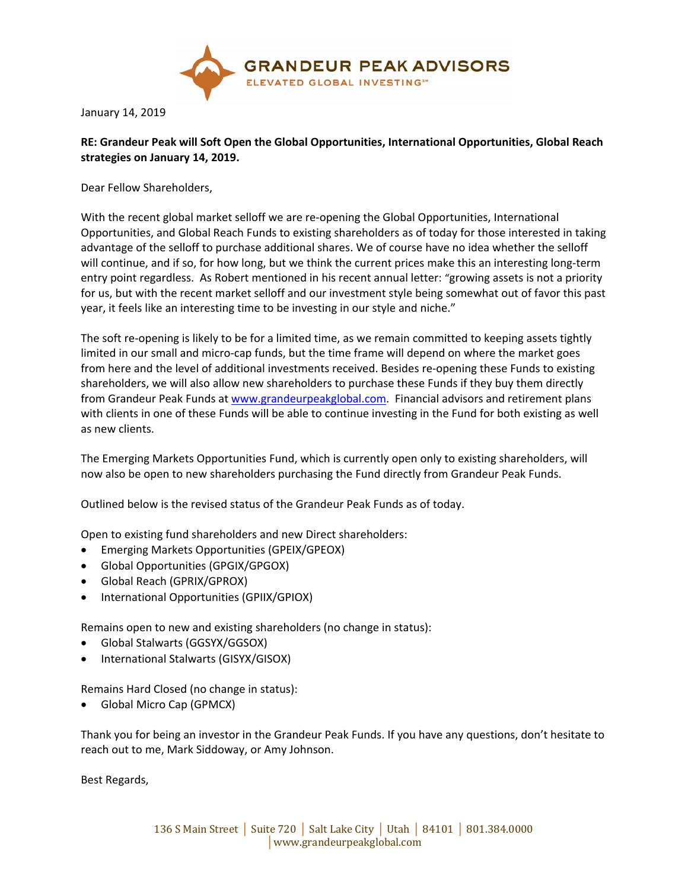January 14, 2019

**RE: Grandeur Peak will Soft Open the Global Opportunities, International Opportunities, Global Reach strategies on January 14, 2019.**

Dear Fellow Shareholders,

With the recent global market selloff we are re-opening the Global Opportunities, International Opportunities, and Global Reach Funds to existing shareholders as of today for those interested in taking advantage of the selloff to purchase additional shares. We of course have no idea whether the selloff will continue, and if so, for how long, but we think the current prices make this an interesting long-term entry point regardless. As Robert mentioned in his recent annual letter: "growing assets is not a priority for us, but with the recent market selloff and our investment style being somewhat out of favor this past year, it feels like an interesting time to be investing in our style and niche."

The soft re-opening is likely to be for a limited time, as we remain committed to keeping assets tightly limited in our small and micro-cap funds, but the time frame will depend on where the market goes from here and the level of additional investments received. Besides re-opening these Funds to existing shareholders, we will also allow new shareholders to purchase these Funds if they buy them directly from Grandeur Peak Funds at www.grandeurpeakglobal.com. Financial advisors and retirement plans with clients in one of these Funds will be able to continue investing in the Fund for both existing as well as new clients.

The Emerging Markets Opportunities Fund, which is currently open only to existing shareholders, will now also be open to new shareholders purchasing the Fund directly from Grandeur Peak Funds.

Outlined below is the revised status of the Grandeur Peak Funds as of today.

Open to existing fund shareholders and new Direct shareholders:

- Emerging Markets Opportunities (GPEIX/GPEOX)
- Global Opportunities (GPGIX/GPGOX)
- Global Reach (GPRIX/GPROX)
- International Opportunities (GPIIX/GPIOX)

Remains open to new and existing shareholders (no change in status):

- Global Stalwarts (GGSYX/GGSOX)
- International Stalwarts (GISYX/GISOX)

Remains Hard Closed (no change in status):

- Global Micro Cap (GPMCX)

Thank you for being an investor in the Grandeur Peak Funds. If you have any questions, don't hesitate to reach out to me, Mark Siddoway, or Amy Johnson.

Best Regards,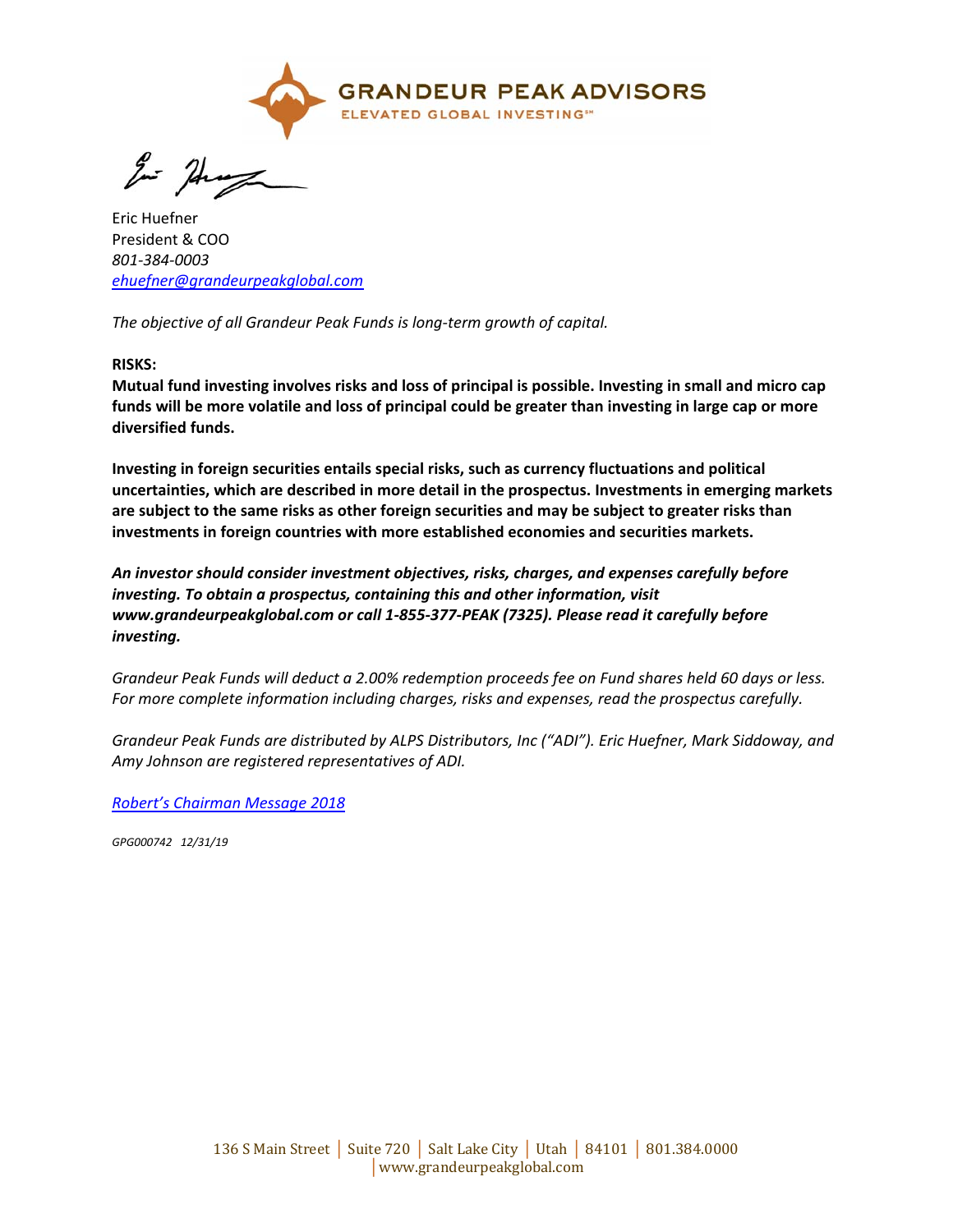Eric Huefner
President & COO
*801-384-0003*
*ehuefner@grandeurpeakglobal.com*

*The objective of all Grandeur Peak Funds is long-term growth of capital.*

**RISKS:**

**Mutual fund investing involves risks and loss of principal is possible. Investing in small and micro cap funds will be more volatile and loss of principal could be greater than investing in large cap or more diversified funds.**

**Investing in foreign securities entails special risks, such as currency fluctuations and political uncertainties, which are described in more detail in the prospectus. Investments in emerging markets are subject to the same risks as other foreign securities and may be subject to greater risks than investments in foreign countries with more established economies and securities markets.**

***An investor should consider investment objectives, risks, charges, and expenses carefully before investing. To obtain a prospectus, containing this and other information, visit www.grandeurpeakglobal.com or call 1-855-377-PEAK (7325). Please read it carefully before investing.***

*Grandeur Peak Funds will deduct a 2.00% redemption proceeds fee on Fund shares held 60 days or less. For more complete information including charges, risks and expenses, read the prospectus carefully.*

*Grandeur Peak Funds are distributed by ALPS Distributors, Inc ("ADI"). Eric Huefner, Mark Siddoway, and Amy Johnson are registered representatives of ADI.*

*Robert's Chairman Message 2018*

*GPG000742 12/31/19*

136 S Main Street | Suite 720 | Salt Lake City | Utah | 84101 | 801.384.0000 | www.grandeurpeakglobal.com